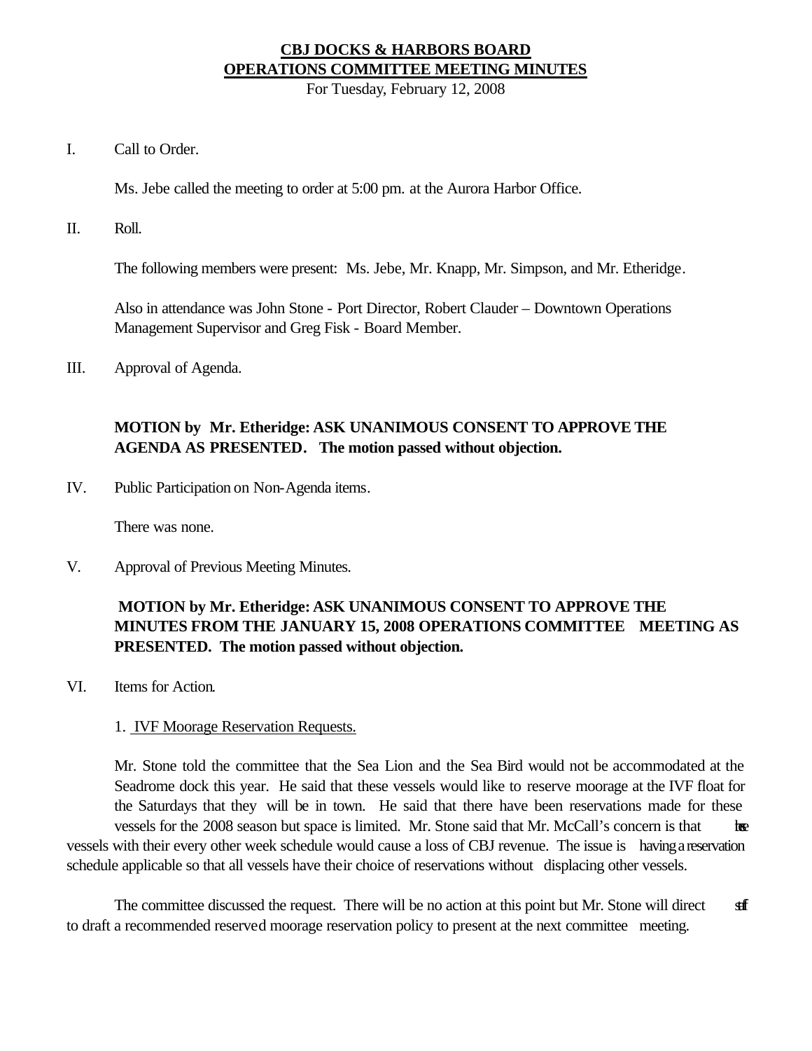# CBJ DOCKS & HARBORS BOARD
# OPERATIONS COMMITTEE MEETING MINUTES

For Tuesday, February 12, 2008

I. Call to Order.

Ms. Jebe called the meeting to order at 5:00 pm. at the Aurora Harbor Office.

II. Roll.

The following members were present: Ms. Jebe, Mr. Knapp, Mr. Simpson, and Mr. Etheridge.

Also in attendance was John Stone - Port Director, Robert Clauder – Downtown Operations Management Supervisor and Greg Fisk - Board Member.

III. Approval of Agenda.

**MOTION by Mr. Etheridge: ASK UNANIMOUS CONSENT TO APPROVE THE AGENDA AS PRESENTED. The motion passed without objection.**

IV. Public Participation on Non-Agenda items.

There was none.

V. Approval of Previous Meeting Minutes.

**MOTION by Mr. Etheridge: ASK UNANIMOUS CONSENT TO APPROVE THE MINUTES FROM THE JANUARY 15, 2008 OPERATIONS COMMITTEE MEETING AS PRESENTED. The motion passed without objection.**

VI. Items for Action.

1. IVF Moorage Reservation Requests.

Mr. Stone told the committee that the Sea Lion and the Sea Bird would not be accommodated at the Seadrome dock this year. He said that these vessels would like to reserve moorage at the IVF float for the Saturdays that they will be in town. He said that there have been reservations made for these vessels for the 2008 season but space is limited. Mr. Stone said that Mr. McCall's concern is that the vessels with their every other week schedule would cause a loss of CBJ revenue. The issue is having a reservation schedule applicable so that all vessels have their choice of reservations without displacing other vessels.

The committee discussed the request. There will be no action at this point but Mr. Stone will direct staff to draft a recommended reserved moorage reservation policy to present at the next committee meeting.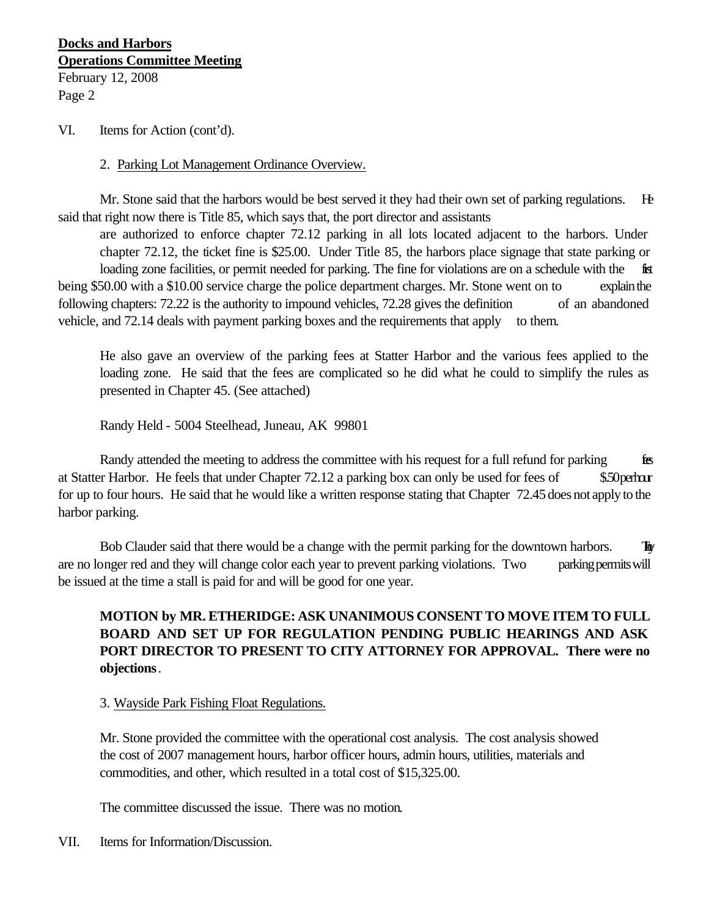**Docks and Harbors**
**Operations Committee Meeting**
February 12, 2008

VI. Items for Action (cont'd).

2. Parking Lot Management Ordinance Overview.

Mr. Stone said that the harbors would be best served it they had their own set of parking regulations. He said that right now there is Title 85, which says that, the port director and assistants are authorized to enforce chapter 72.12 parking in all lots located adjacent to the harbors. Under chapter 72.12, the ticket fine is $25.00. Under Title 85, the harbors place signage that state parking or loading zone facilities, or permit needed for parking. The fine for violations are on a schedule with the first being $50.00 with a $10.00 service charge the police department charges. Mr. Stone went on to explain the following chapters: 72.22 is the authority to impound vehicles, 72.28 gives the definition of an abandoned vehicle, and 72.14 deals with payment parking boxes and the requirements that apply to them.

He also gave an overview of the parking fees at Statter Harbor and the various fees applied to the loading zone. He said that the fees are complicated so he did what he could to simplify the rules as presented in Chapter 45. (See attached)

Randy Held - 5004 Steelhead, Juneau, AK 99801

Randy attended the meeting to address the committee with his request for a full refund for parking fees at Statter Harbor. He feels that under Chapter 72.12 a parking box can only be used for fees of $.50 per hour for up to four hours. He said that he would like a written response stating that Chapter 72.45 does not apply to the harbor parking.

Bob Clauder said that there would be a change with the permit parking for the downtown harbors. They are no longer red and they will change color each year to prevent parking violations. Two parking permits will be issued at the time a stall is paid for and will be good for one year.

**MOTION by MR. ETHERIDGE: ASK UNANIMOUS CONSENT TO MOVE ITEM TO FULL BOARD AND SET UP FOR REGULATION PENDING PUBLIC HEARINGS AND ASK PORT DIRECTOR TO PRESENT TO CITY ATTORNEY FOR APPROVAL. There were no objections**.

3. Wayside Park Fishing Float Regulations.

Mr. Stone provided the committee with the operational cost analysis. The cost analysis showed the cost of 2007 management hours, harbor officer hours, admin hours, utilities, materials and commodities, and other, which resulted in a total cost of $15,325.00.

The committee discussed the issue. There was no motion.

VII. Items for Information/Discussion.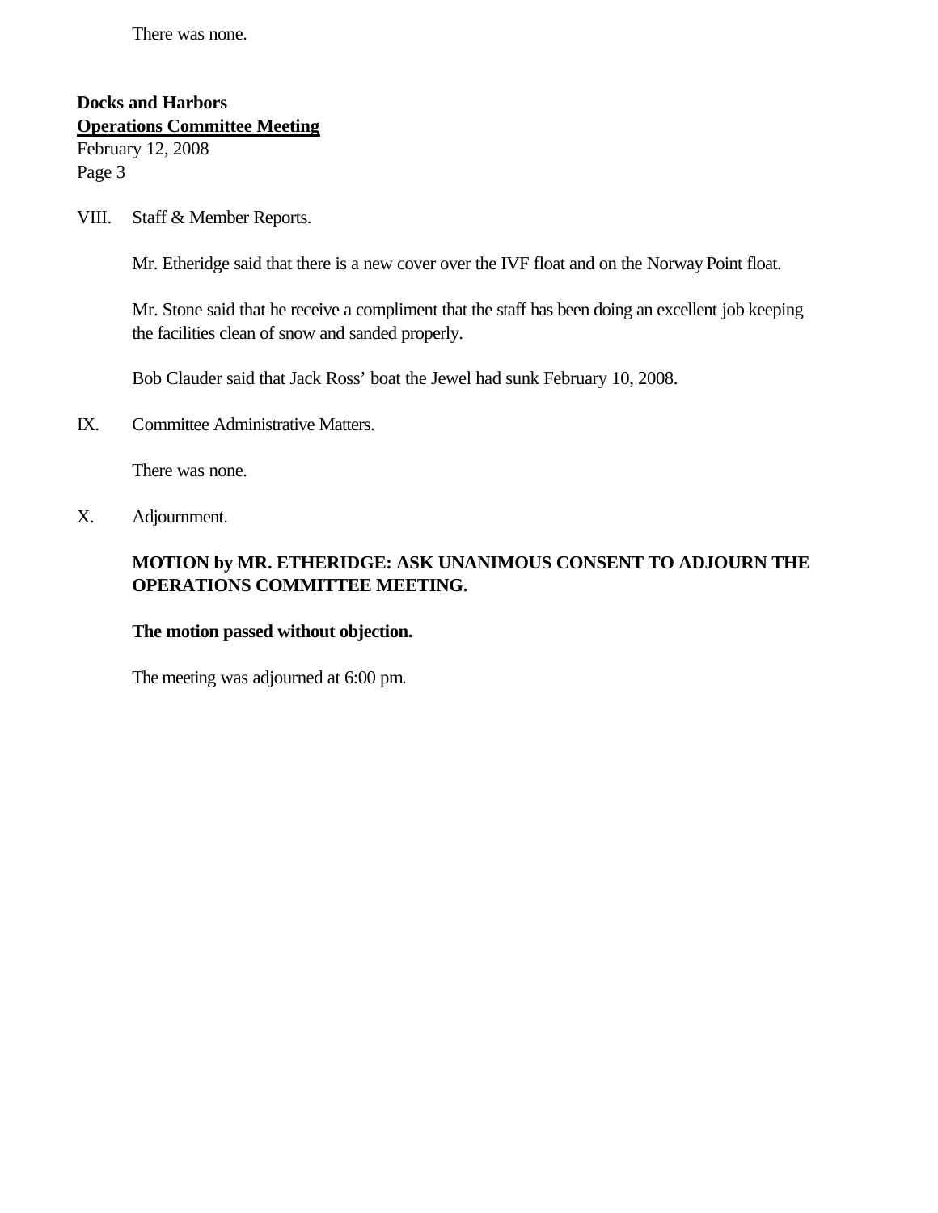There was none.

VIII. Staff & Member Reports.

Mr. Etheridge said that there is a new cover over the IVF float and on the Norway Point float.

Mr. Stone said that he receive a compliment that the staff has been doing an excellent job keeping the facilities clean of snow and sanded properly.

Bob Clauder said that Jack Ross' boat the Jewel had sunk February 10, 2008.

IX. Committee Administrative Matters.

There was none.

X. Adjournment.

**MOTION by MR. ETHERIDGE: ASK UNANIMOUS CONSENT TO ADJOURN THE OPERATIONS COMMITTEE MEETING.**

**The motion passed without objection.**

The meeting was adjourned at 6:00 pm.